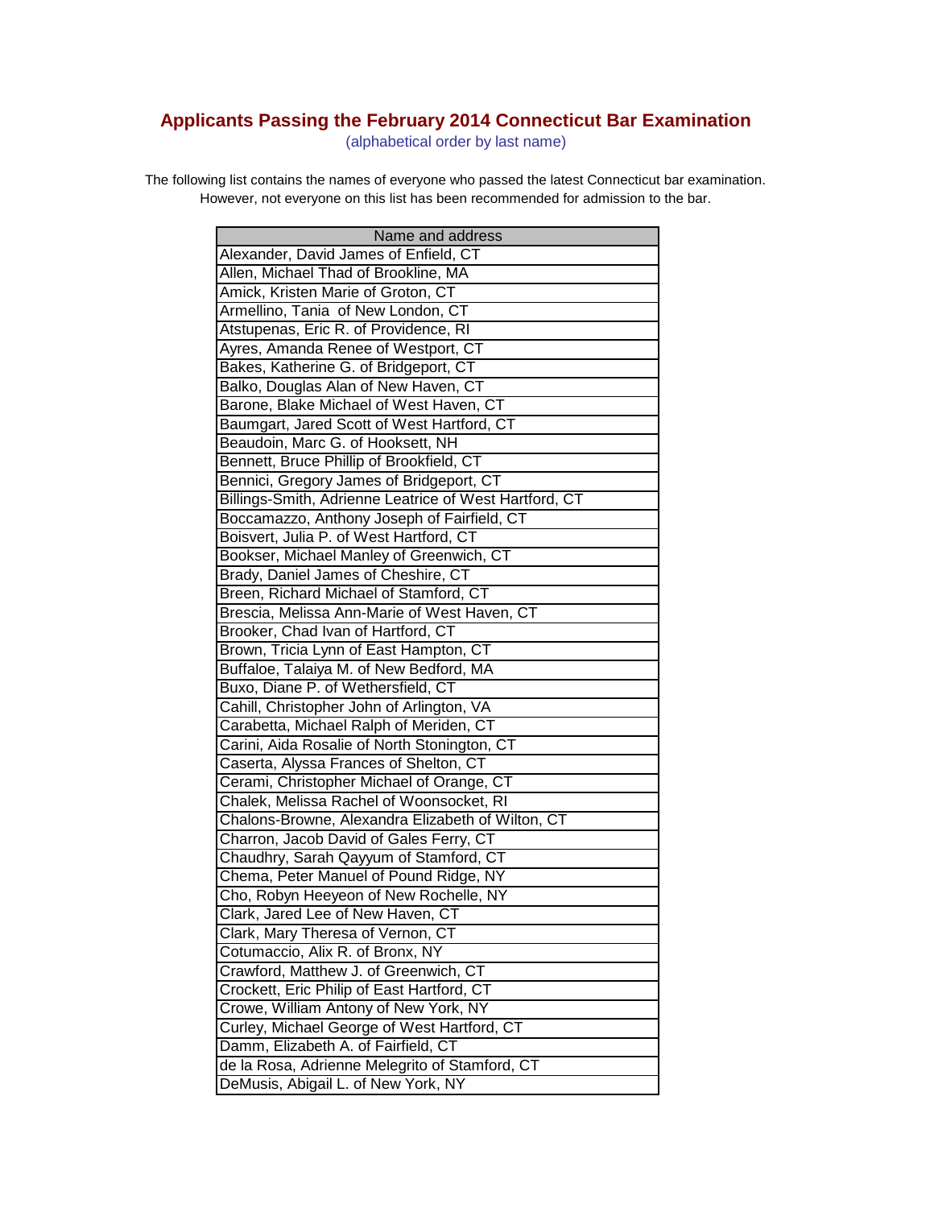# Applicants Passing the February 2014 Connecticut Bar Examination

(alphabetical order by last name)

The following list contains the names of everyone who passed the latest Connecticut bar examination. However, not everyone on this list has been recommended for admission to the bar.

| Name and address |
| --- |
| Alexander, David James of Enfield, CT |
| Allen, Michael Thad of Brookline, MA |
| Amick, Kristen Marie of Groton, CT |
| Armellino, Tania of New London, CT |
| Atstupenas, Eric R. of Providence, RI |
| Ayres, Amanda Renee of Westport, CT |
| Bakes, Katherine G. of Bridgeport, CT |
| Balko, Douglas Alan of New Haven, CT |
| Barone, Blake Michael of West Haven, CT |
| Baumgart, Jared Scott of West Hartford, CT |
| Beaudoin, Marc G. of Hooksett, NH |
| Bennett, Bruce Phillip of Brookfield, CT |
| Bennici, Gregory James of Bridgeport, CT |
| Billings-Smith, Adrienne Leatrice of West Hartford, CT |
| Boccamazzo, Anthony Joseph of Fairfield, CT |
| Boisvert, Julia P. of West Hartford, CT |
| Bookser, Michael Manley of Greenwich, CT |
| Brady, Daniel James of Cheshire, CT |
| Breen, Richard Michael of Stamford, CT |
| Brescia, Melissa Ann-Marie of West Haven, CT |
| Brooker, Chad Ivan of Hartford, CT |
| Brown, Tricia Lynn of East Hampton, CT |
| Buffaloe, Talaiya M. of New Bedford, MA |
| Buxo, Diane P. of Wethersfield, CT |
| Cahill, Christopher John of Arlington, VA |
| Carabetta, Michael Ralph of Meriden, CT |
| Carini, Aida Rosalie of North Stonington, CT |
| Caserta, Alyssa Frances of Shelton, CT |
| Cerami, Christopher Michael of Orange, CT |
| Chalek, Melissa Rachel of Woonsocket, RI |
| Chalons-Browne, Alexandra Elizabeth of Wilton, CT |
| Charron, Jacob David of Gales Ferry, CT |
| Chaudhry, Sarah Qayyum of Stamford, CT |
| Chema, Peter Manuel of Pound Ridge, NY |
| Cho, Robyn Heeyeon of New Rochelle, NY |
| Clark, Jared Lee of New Haven, CT |
| Clark, Mary Theresa of Vernon, CT |
| Cotumaccio, Alix R. of Bronx, NY |
| Crawford, Matthew J. of Greenwich, CT |
| Crockett, Eric Philip of East Hartford, CT |
| Crowe, William Antony of New York, NY |
| Curley, Michael George of West Hartford, CT |
| Damm, Elizabeth A. of Fairfield, CT |
| de la Rosa, Adrienne Melegrito of Stamford, CT |
| DeMusis, Abigail L. of New York, NY |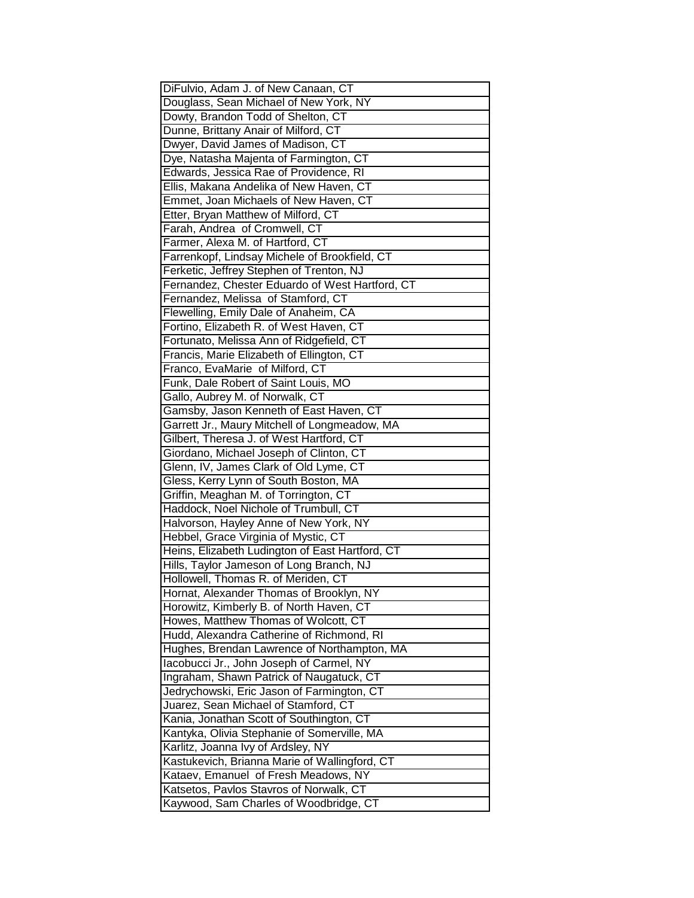| |
|---|
| DiFulvio, Adam J. of New Canaan, CT |
| Douglass, Sean Michael of New York, NY |
| Dowty, Brandon Todd of Shelton, CT |
| Dunne, Brittany Anair of Milford, CT |
| Dwyer, David James of Madison, CT |
| Dye, Natasha Majenta of Farmington, CT |
| Edwards, Jessica Rae of Providence, RI |
| Ellis, Makana Andelika of New Haven, CT |
| Emmet, Joan Michaels of New Haven, CT |
| Etter, Bryan Matthew of Milford, CT |
| Farah, Andrea of Cromwell, CT |
| Farmer, Alexa M. of Hartford, CT |
| Farrenkopf, Lindsay Michele of Brookfield, CT |
| Ferketic, Jeffrey Stephen of Trenton, NJ |
| Fernandez, Chester Eduardo of West Hartford, CT |
| Fernandez, Melissa of Stamford, CT |
| Flewelling, Emily Dale of Anaheim, CA |
| Fortino, Elizabeth R. of West Haven, CT |
| Fortunato, Melissa Ann of Ridgefield, CT |
| Francis, Marie Elizabeth of Ellington, CT |
| Franco, EvaMarie of Milford, CT |
| Funk, Dale Robert of Saint Louis, MO |
| Gallo, Aubrey M. of Norwalk, CT |
| Gamsby, Jason Kenneth of East Haven, CT |
| Garrett Jr., Maury Mitchell of Longmeadow, MA |
| Gilbert, Theresa J. of West Hartford, CT |
| Giordano, Michael Joseph of Clinton, CT |
| Glenn, IV, James Clark of Old Lyme, CT |
| Gless, Kerry Lynn of South Boston, MA |
| Griffin, Meaghan M. of Torrington, CT |
| Haddock, Noel Nichole of Trumbull, CT |
| Halvorson, Hayley Anne of New York, NY |
| Hebbel, Grace Virginia of Mystic, CT |
| Heins, Elizabeth Ludington of East Hartford, CT |
| Hills, Taylor Jameson of Long Branch, NJ |
| Hollowell, Thomas R. of Meriden, CT |
| Hornat, Alexander Thomas of Brooklyn, NY |
| Horowitz, Kimberly B. of North Haven, CT |
| Howes, Matthew Thomas of Wolcott, CT |
| Hudd, Alexandra Catherine of Richmond, RI |
| Hughes, Brendan Lawrence of Northampton, MA |
| Iacobucci Jr., John Joseph of Carmel, NY |
| Ingraham, Shawn Patrick of Naugatuck, CT |
| Jedrychowski, Eric Jason of Farmington, CT |
| Juarez, Sean Michael of Stamford, CT |
| Kania, Jonathan Scott of Southington, CT |
| Kantyka, Olivia Stephanie of Somerville, MA |
| Karlitz, Joanna Ivy of Ardsley, NY |
| Kastukevich, Brianna Marie of Wallingford, CT |
| Kataev, Emanuel of Fresh Meadows, NY |
| Katsetos, Pavlos Stavros of Norwalk, CT |
| Kaywood, Sam Charles of Woodbridge, CT |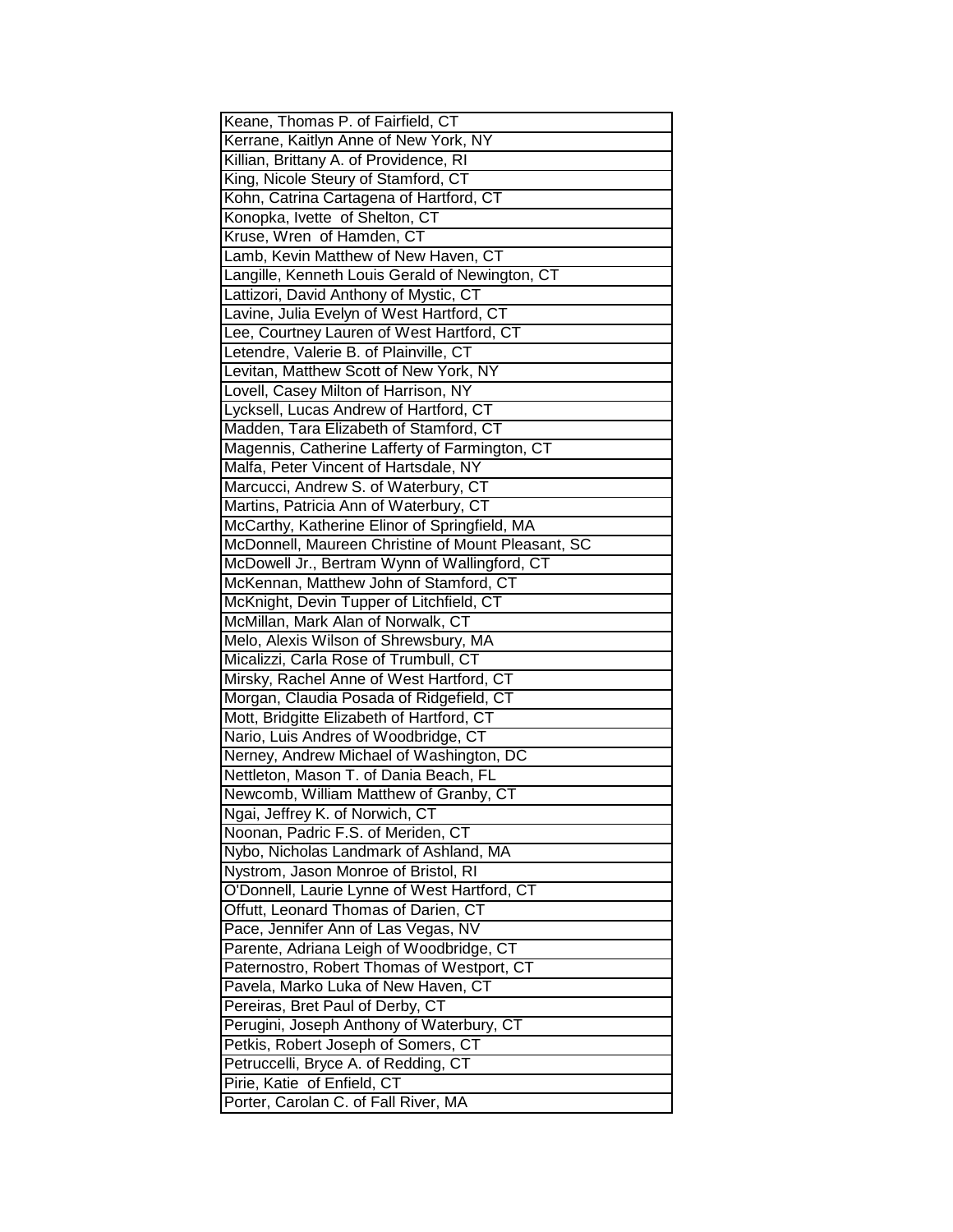| Keane, Thomas P. of Fairfield, CT |
|---|
| Kerrane, Kaitlyn Anne of New York, NY |
| Killian, Brittany A. of Providence, RI |
| King, Nicole Steury of Stamford, CT |
| Kohn, Catrina Cartagena of Hartford, CT |
| Konopka, Ivette of Shelton, CT |
| Kruse, Wren of Hamden, CT |
| Lamb, Kevin Matthew of New Haven, CT |
| Langille, Kenneth Louis Gerald of Newington, CT |
| Lattizori, David Anthony of Mystic, CT |
| Lavine, Julia Evelyn of West Hartford, CT |
| Lee, Courtney Lauren of West Hartford, CT |
| Letendre, Valerie B. of Plainville, CT |
| Levitan, Matthew Scott of New York, NY |
| Lovell, Casey Milton of Harrison, NY |
| Lycksell, Lucas Andrew of Hartford, CT |
| Madden, Tara Elizabeth of Stamford, CT |
| Magennis, Catherine Lafferty of Farmington, CT |
| Malfa, Peter Vincent of Hartsdale, NY |
| Marcucci, Andrew S. of Waterbury, CT |
| Martins, Patricia Ann of Waterbury, CT |
| McCarthy, Katherine Elinor of Springfield, MA |
| McDonnell, Maureen Christine of Mount Pleasant, SC |
| McDowell Jr., Bertram Wynn of Wallingford, CT |
| McKennan, Matthew John of Stamford, CT |
| McKnight, Devin Tupper of Litchfield, CT |
| McMillan, Mark Alan of Norwalk, CT |
| Melo, Alexis Wilson of Shrewsbury, MA |
| Micalizzi, Carla Rose of Trumbull, CT |
| Mirsky, Rachel Anne of West Hartford, CT |
| Morgan, Claudia Posada of Ridgefield, CT |
| Mott, Bridgitte Elizabeth of Hartford, CT |
| Nario, Luis Andres of Woodbridge, CT |
| Nerney, Andrew Michael of Washington, DC |
| Nettleton, Mason T. of Dania Beach, FL |
| Newcomb, William Matthew of Granby, CT |
| Ngai, Jeffrey K. of Norwich, CT |
| Noonan, Padric F.S. of Meriden, CT |
| Nybo, Nicholas Landmark of Ashland, MA |
| Nystrom, Jason Monroe of Bristol, RI |
| O'Donnell, Laurie Lynne of West Hartford, CT |
| Offutt, Leonard Thomas of Darien, CT |
| Pace, Jennifer Ann of Las Vegas, NV |
| Parente, Adriana Leigh of Woodbridge, CT |
| Paternostro, Robert Thomas of Westport, CT |
| Pavela, Marko Luka of New Haven, CT |
| Pereiras, Bret Paul of Derby, CT |
| Perugini, Joseph Anthony of Waterbury, CT |
| Petkis, Robert Joseph of Somers, CT |
| Petruccelli, Bryce A. of Redding, CT |
| Pirie, Katie of Enfield, CT |
| Porter, Carolan C. of Fall River, MA |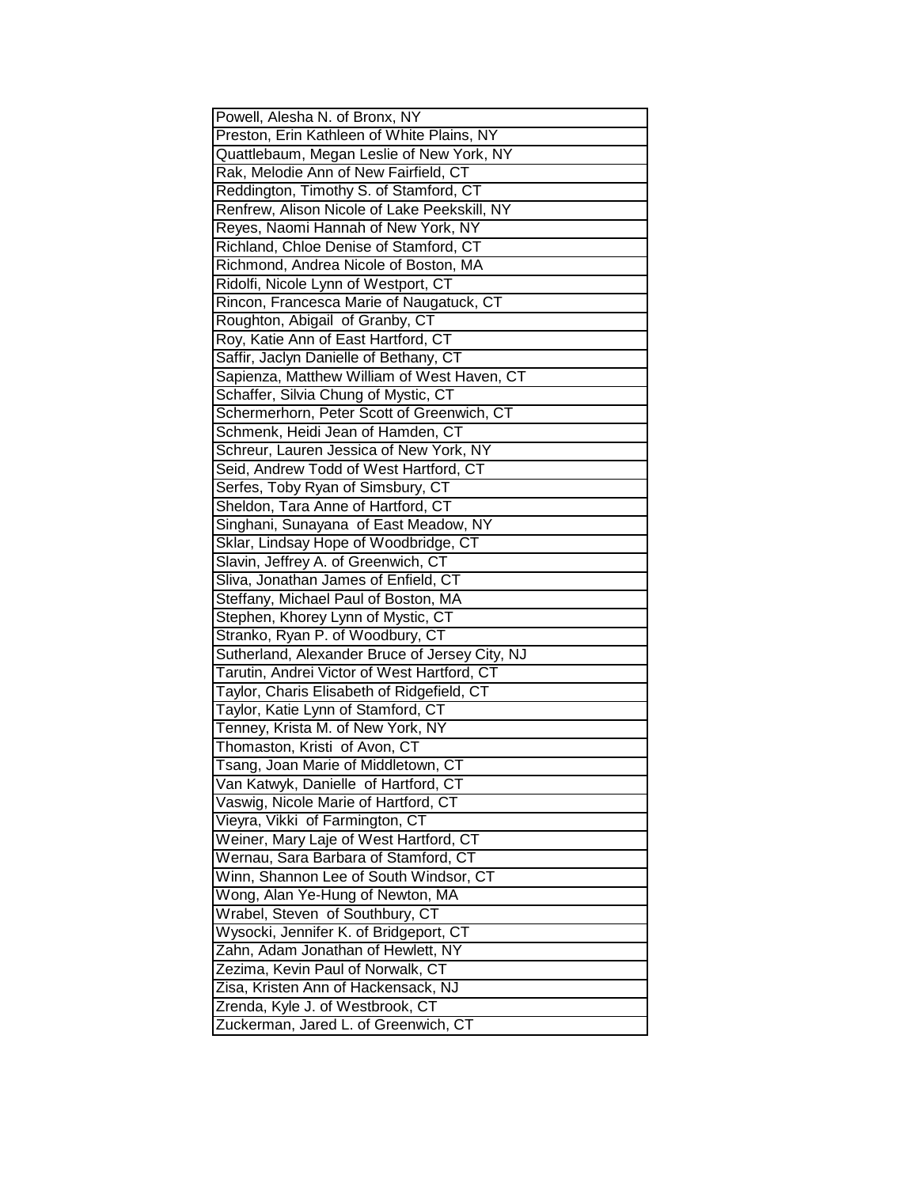| |
|---|
| Powell, Alesha N. of Bronx, NY |
| Preston, Erin Kathleen of White Plains, NY |
| Quattlebaum, Megan Leslie of New York, NY |
| Rak, Melodie Ann of New Fairfield, CT |
| Reddington, Timothy S. of Stamford, CT |
| Renfrew, Alison Nicole of Lake Peekskill, NY |
| Reyes, Naomi Hannah of New York, NY |
| Richland, Chloe Denise of Stamford, CT |
| Richmond, Andrea Nicole of Boston, MA |
| Ridolfi, Nicole Lynn of Westport, CT |
| Rincon, Francesca Marie of Naugatuck, CT |
| Roughton, Abigail of Granby, CT |
| Roy, Katie Ann of East Hartford, CT |
| Saffir, Jaclyn Danielle of Bethany, CT |
| Sapienza, Matthew William of West Haven, CT |
| Schaffer, Silvia Chung of Mystic, CT |
| Schermerhorn, Peter Scott of Greenwich, CT |
| Schmenk, Heidi Jean of Hamden, CT |
| Schreur, Lauren Jessica of New York, NY |
| Seid, Andrew Todd of West Hartford, CT |
| Serfes, Toby Ryan of Simsbury, CT |
| Sheldon, Tara Anne of Hartford, CT |
| Singhani, Sunayana of East Meadow, NY |
| Sklar, Lindsay Hope of Woodbridge, CT |
| Slavin, Jeffrey A. of Greenwich, CT |
| Sliva, Jonathan James of Enfield, CT |
| Steffany, Michael Paul of Boston, MA |
| Stephen, Khorey Lynn of Mystic, CT |
| Stranko, Ryan P. of Woodbury, CT |
| Sutherland, Alexander Bruce of Jersey City, NJ |
| Tarutin, Andrei Victor of West Hartford, CT |
| Taylor, Charis Elisabeth of Ridgefield, CT |
| Taylor, Katie Lynn of Stamford, CT |
| Tenney, Krista M. of New York, NY |
| Thomaston, Kristi of Avon, CT |
| Tsang, Joan Marie of Middletown, CT |
| Van Katwyk, Danielle of Hartford, CT |
| Vaswig, Nicole Marie of Hartford, CT |
| Vieyra, Vikki of Farmington, CT |
| Weiner, Mary Laje of West Hartford, CT |
| Wernau, Sara Barbara of Stamford, CT |
| Winn, Shannon Lee of South Windsor, CT |
| Wong, Alan Ye-Hung of Newton, MA |
| Wrabel, Steven of Southbury, CT |
| Wysocki, Jennifer K. of Bridgeport, CT |
| Zahn, Adam Jonathan of Hewlett, NY |
| Zezima, Kevin Paul of Norwalk, CT |
| Zisa, Kristen Ann of Hackensack, NJ |
| Zrenda, Kyle J. of Westbrook, CT |
| Zuckerman, Jared L. of Greenwich, CT |